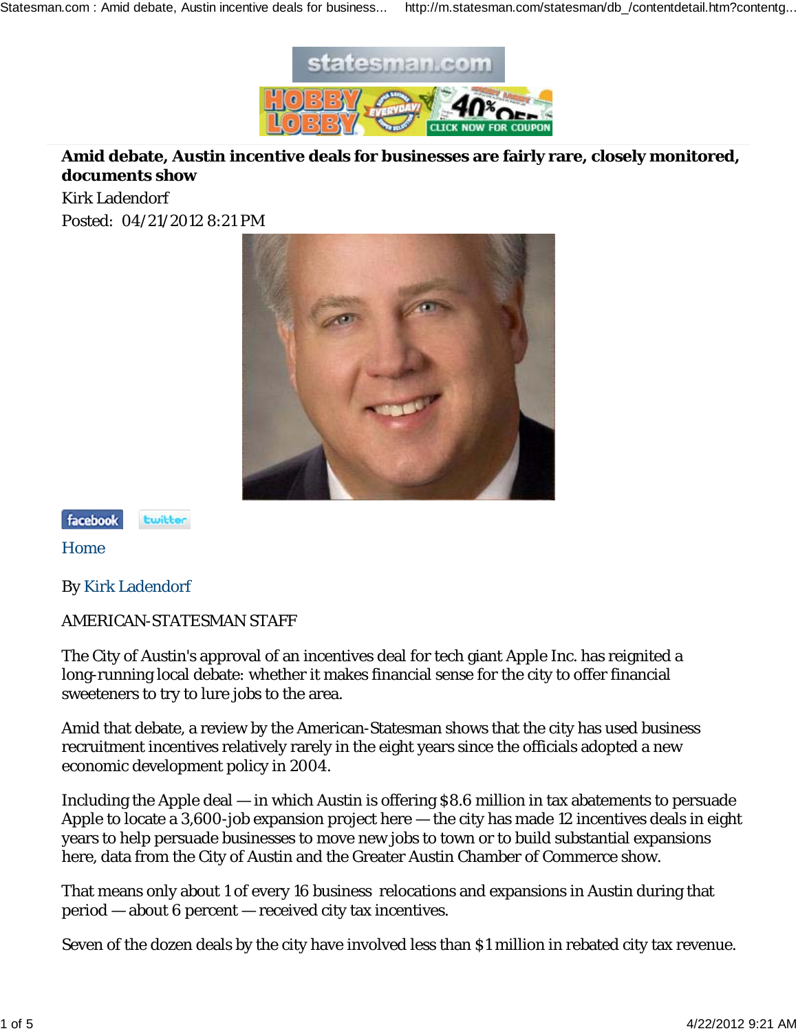# Amid debate, Austin incentive deals for businesses are fairly rare, closely monitored, documents show

Kirk Ladendorf

Posted: 04/21/2012 8:21 PM

Home

By Kirk Ladendorf

AMERICAN-STATESMAN STAFF

The City of Austin's approval of an incentives deal for tech giant Apple Inc. has reignited a long-running local debate: whether it makes financial sense for the city to offer financial sweeteners to try to lure jobs to the area.

Amid that debate, a review by the American-Statesman shows that the city has used business recruitment incentives relatively rarely in the eight years since the officials adopted a new economic development policy in 2004.

Including the Apple deal — in which Austin is offering $8.6 million in tax abatements to persuade Apple to locate a 3,600-job expansion project here — the city has made 12 incentives deals in eight years to help persuade businesses to move new jobs to town or to build substantial expansions here, data from the City of Austin and the Greater Austin Chamber of Commerce show.

That means only about 1 of every 16 business relocations and expansions in Austin during that period — about 6 percent — received city tax incentives.

Seven of the dozen deals by the city have involved less than $1 million in rebated city tax revenue.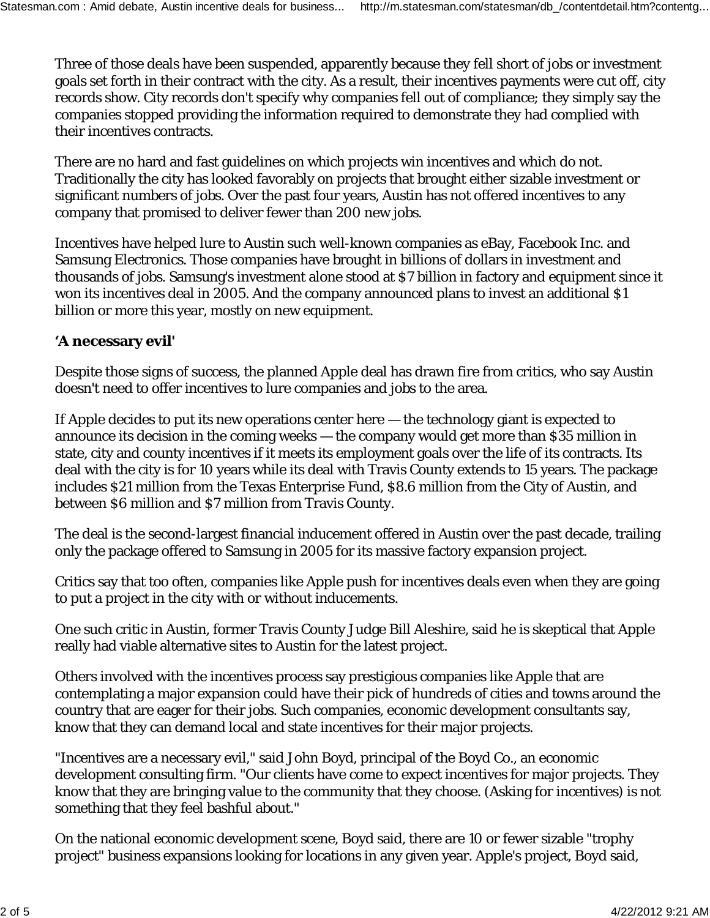Three of those deals have been suspended, apparently because they fell short of jobs or investment goals set forth in their contract with the city. As a result, their incentives payments were cut off, city records show. City records don't specify why companies fell out of compliance; they simply say the companies stopped providing the information required to demonstrate they had complied with their incentives contracts.

There are no hard and fast guidelines on which projects win incentives and which do not. Traditionally the city has looked favorably on projects that brought either sizable investment or significant numbers of jobs. Over the past four years, Austin has not offered incentives to any company that promised to deliver fewer than 200 new jobs.

Incentives have helped lure to Austin such well-known companies as eBay, Facebook Inc. and Samsung Electronics. Those companies have brought in billions of dollars in investment and thousands of jobs. Samsung's investment alone stood at $7 billion in factory and equipment since it won its incentives deal in 2005. And the company announced plans to invest an additional $1 billion or more this year, mostly on new equipment.

**'A necessary evil'**

Despite those signs of success, the planned Apple deal has drawn fire from critics, who say Austin doesn't need to offer incentives to lure companies and jobs to the area.

If Apple decides to put its new operations center here — the technology giant is expected to announce its decision in the coming weeks — the company would get more than $35 million in state, city and county incentives if it meets its employment goals over the life of its contracts. Its deal with the city is for 10 years while its deal with Travis County extends to 15 years. The package includes $21 million from the Texas Enterprise Fund, $8.6 million from the City of Austin, and between $6 million and $7 million from Travis County.

The deal is the second-largest financial inducement offered in Austin over the past decade, trailing only the package offered to Samsung in 2005 for its massive factory expansion project.

Critics say that too often, companies like Apple push for incentives deals even when they are going to put a project in the city with or without inducements.

One such critic in Austin, former Travis County Judge Bill Aleshire, said he is skeptical that Apple really had viable alternative sites to Austin for the latest project.

Others involved with the incentives process say prestigious companies like Apple that are contemplating a major expansion could have their pick of hundreds of cities and towns around the country that are eager for their jobs. Such companies, economic development consultants say, know that they can demand local and state incentives for their major projects.

"Incentives are a necessary evil," said John Boyd, principal of the Boyd Co., an economic development consulting firm. "Our clients have come to expect incentives for major projects. They know that they are bringing value to the community that they choose. (Asking for incentives) is not something that they feel bashful about."

On the national economic development scene, Boyd said, there are 10 or fewer sizable "trophy project" business expansions looking for locations in any given year. Apple's project, Boyd said,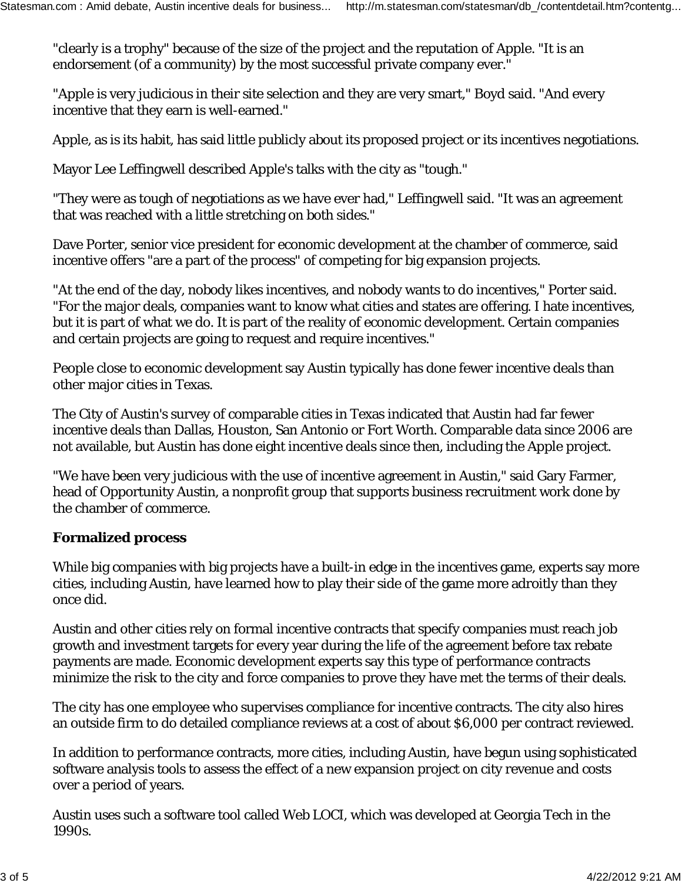"clearly is a trophy" because of the size of the project and the reputation of Apple. "It is an endorsement (of a community) by the most successful private company ever."

"Apple is very judicious in their site selection and they are very smart," Boyd said. "And every incentive that they earn is well-earned."

Apple, as is its habit, has said little publicly about its proposed project or its incentives negotiations.

Mayor Lee Leffingwell described Apple's talks with the city as "tough."

"They were as tough of negotiations as we have ever had," Leffingwell said. "It was an agreement that was reached with a little stretching on both sides."

Dave Porter, senior vice president for economic development at the chamber of commerce, said incentive offers "are a part of the process" of competing for big expansion projects.

"At the end of the day, nobody likes incentives, and nobody wants to do incentives," Porter said. "For the major deals, companies want to know what cities and states are offering. I hate incentives, but it is part of what we do. It is part of the reality of economic development. Certain companies and certain projects are going to request and require incentives."

People close to economic development say Austin typically has done fewer incentive deals than other major cities in Texas.

The City of Austin's survey of comparable cities in Texas indicated that Austin had far fewer incentive deals than Dallas, Houston, San Antonio or Fort Worth. Comparable data since 2006 are not available, but Austin has done eight incentive deals since then, including the Apple project.

"We have been very judicious with the use of incentive agreement in Austin," said Gary Farmer, head of Opportunity Austin, a nonprofit group that supports business recruitment work done by the chamber of commerce.

**Formalized process**

While big companies with big projects have a built-in edge in the incentives game, experts say more cities, including Austin, have learned how to play their side of the game more adroitly than they once did.

Austin and other cities rely on formal incentive contracts that specify companies must reach job growth and investment targets for every year during the life of the agreement before tax rebate payments are made. Economic development experts say this type of performance contracts minimize the risk to the city and force companies to prove they have met the terms of their deals.

The city has one employee who supervises compliance for incentive contracts. The city also hires an outside firm to do detailed compliance reviews at a cost of about $6,000 per contract reviewed.

In addition to performance contracts, more cities, including Austin, have begun using sophisticated software analysis tools to assess the effect of a new expansion project on city revenue and costs over a period of years.

Austin uses such a software tool called Web LOCI, which was developed at Georgia Tech in the 1990s.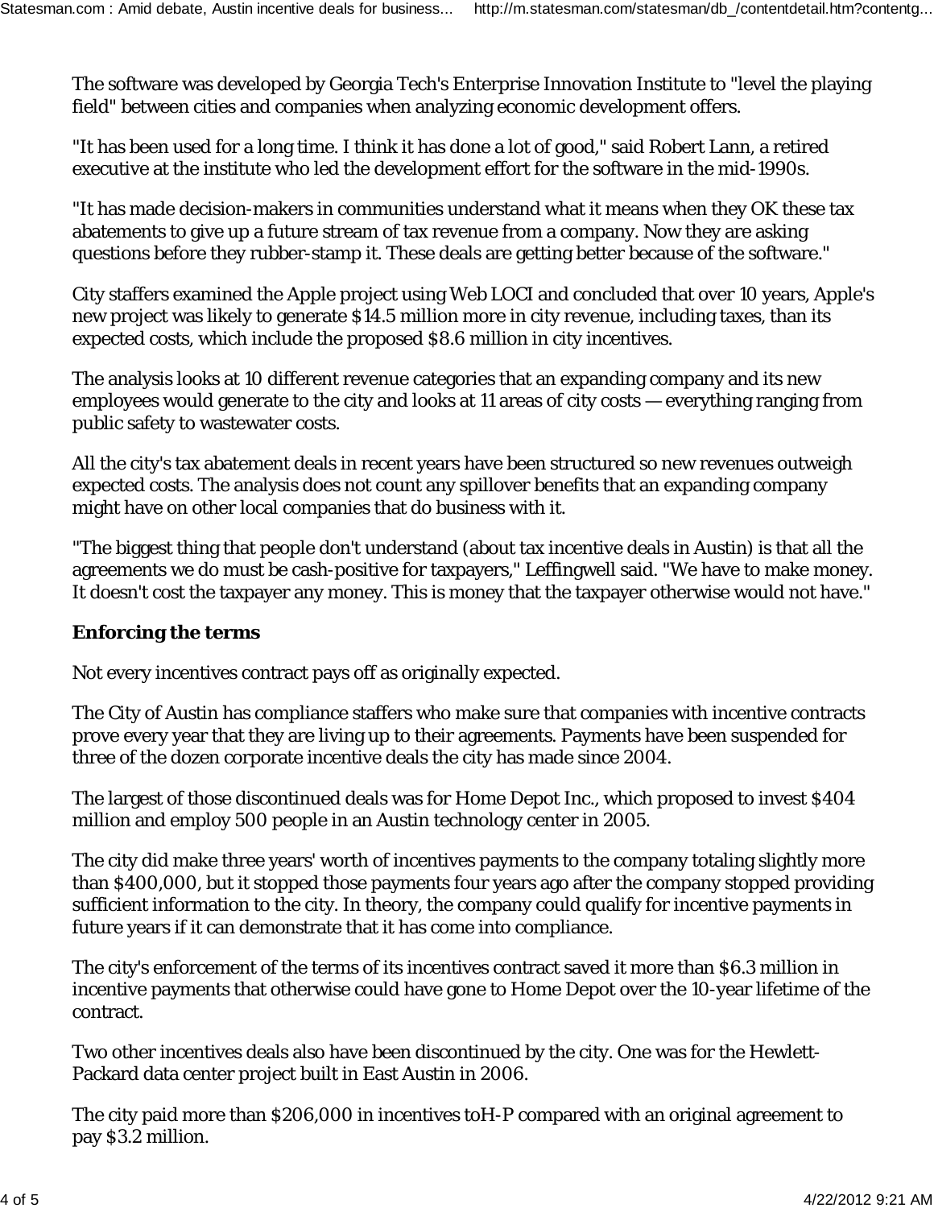The software was developed by Georgia Tech's Enterprise Innovation Institute to "level the playing field" between cities and companies when analyzing economic development offers.

"It has been used for a long time. I think it has done a lot of good," said Robert Lann, a retired executive at the institute who led the development effort for the software in the mid-1990s.

"It has made decision-makers in communities understand what it means when they OK these tax abatements to give up a future stream of tax revenue from a company. Now they are asking questions before they rubber-stamp it. These deals are getting better because of the software."

City staffers examined the Apple project using Web LOCI and concluded that over 10 years, Apple's new project was likely to generate $14.5 million more in city revenue, including taxes, than its expected costs, which include the proposed $8.6 million in city incentives.

The analysis looks at 10 different revenue categories that an expanding company and its new employees would generate to the city and looks at 11 areas of city costs — everything ranging from public safety to wastewater costs.

All the city's tax abatement deals in recent years have been structured so new revenues outweigh expected costs. The analysis does not count any spillover benefits that an expanding company might have on other local companies that do business with it.

"The biggest thing that people don't understand (about tax incentive deals in Austin) is that all the agreements we do must be cash-positive for taxpayers," Leffingwell said. "We have to make money. It doesn't cost the taxpayer any money. This is money that the taxpayer otherwise would not have."

**Enforcing the terms**

Not every incentives contract pays off as originally expected.

The City of Austin has compliance staffers who make sure that companies with incentive contracts prove every year that they are living up to their agreements. Payments have been suspended for three of the dozen corporate incentive deals the city has made since 2004.

The largest of those discontinued deals was for Home Depot Inc., which proposed to invest $404 million and employ 500 people in an Austin technology center in 2005.

The city did make three years' worth of incentives payments to the company totaling slightly more than $400,000, but it stopped those payments four years ago after the company stopped providing sufficient information to the city. In theory, the company could qualify for incentive payments in future years if it can demonstrate that it has come into compliance.

The city's enforcement of the terms of its incentives contract saved it more than $6.3 million in incentive payments that otherwise could have gone to Home Depot over the 10-year lifetime of the contract.

Two other incentives deals also have been discontinued by the city. One was for the Hewlett-Packard data center project built in East Austin in 2006.

The city paid more than $206,000 in incentives toH-P compared with an original agreement to pay $3.2 million.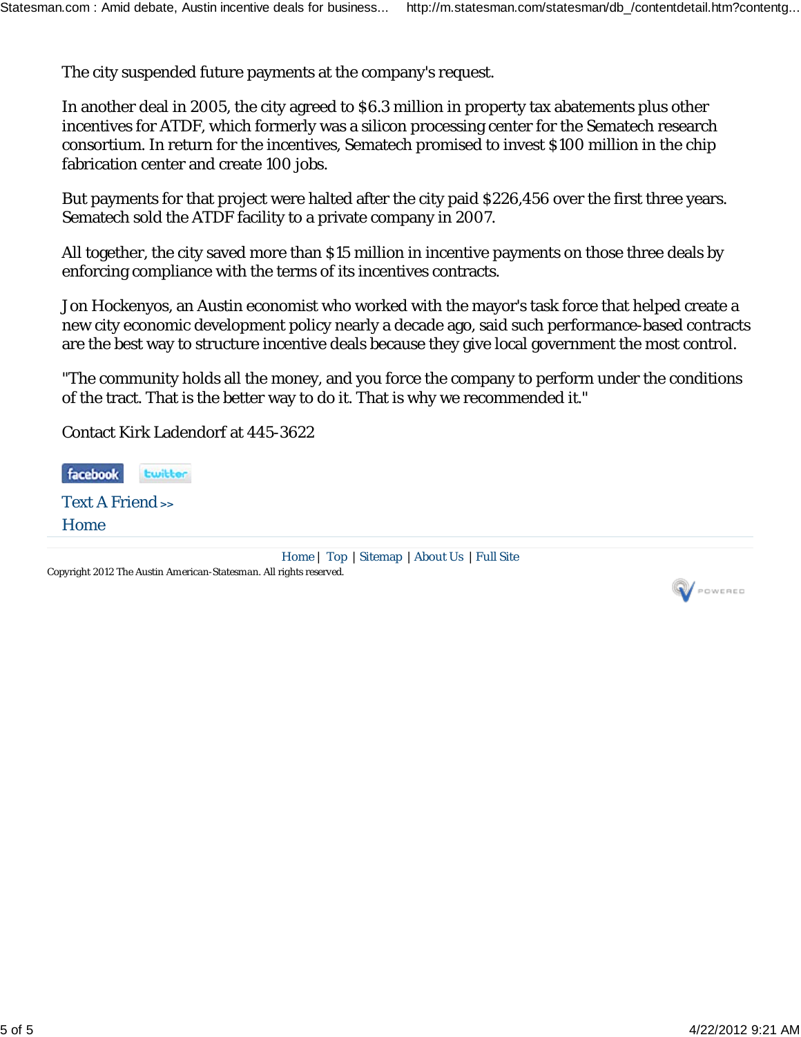The city suspended future payments at the company's request.

In another deal in 2005, the city agreed to $6.3 million in property tax abatements plus other incentives for ATDF, which formerly was a silicon processing center for the Sematech research consortium. In return for the incentives, Sematech promised to invest $100 million in the chip fabrication center and create 100 jobs.

But payments for that project were halted after the city paid $226,456 over the first three years. Sematech sold the ATDF facility to a private company in 2007.

All together, the city saved more than $15 million in incentive payments on those three deals by enforcing compliance with the terms of its incentives contracts.

Jon Hockenyos, an Austin economist who worked with the mayor's task force that helped create a new city economic development policy nearly a decade ago, said such performance-based contracts are the best way to structure incentive deals because they give local government the most control.

"The community holds all the money, and you force the company to perform under the conditions of the tract. That is the better way to do it. That is why we recommended it."

Contact Kirk Ladendorf at 445-3622

facebook twitter

Text A Friend >>

Home

Home | Top | Sitemap | About Us | Full Site

Copyright 2012 The Austin American-Statesman. All rights reserved.